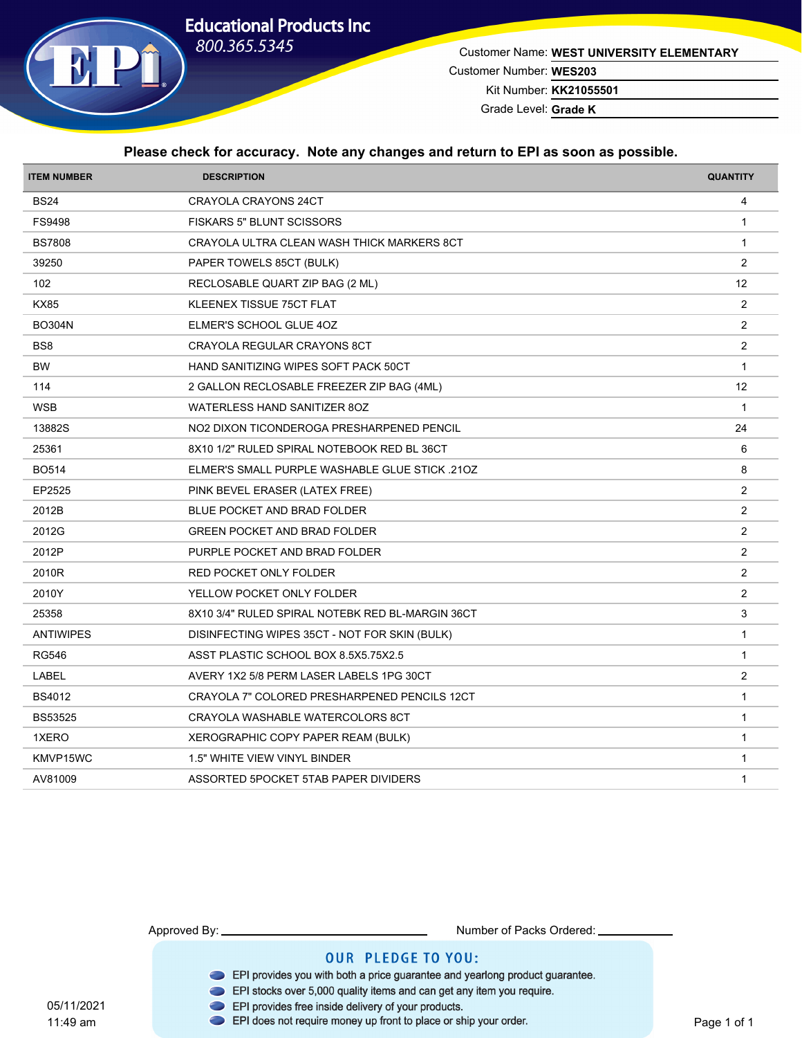# Educational Products Inc

800.365.5345

Customer Name: **WEST UNIVERSITY ELEMENTARY**
Customer Number: **WES203**
Kit Number: **KK21055501**
Grade Level: **Grade K**

**Please check for accuracy. Note any changes and return to EPI as soon as possible.**

| ITEM NUMBER | DESCRIPTION | QUANTITY |
|---|---|---|
| BS24 | CRAYOLA CRAYONS 24CT | 4 |
| FS9498 | FISKARS 5" BLUNT SCISSORS | 1 |
| BS7808 | CRAYOLA ULTRA CLEAN WASH THICK MARKERS 8CT | 1 |
| 39250 | PAPER TOWELS 85CT (BULK) | 2 |
| 102 | RECLOSABLE QUART ZIP BAG (2 ML) | 12 |
| KX85 | KLEENEX TISSUE 75CT FLAT | 2 |
| BO304N | ELMER'S SCHOOL GLUE 4OZ | 2 |
| BS8 | CRAYOLA REGULAR CRAYONS 8CT | 2 |
| BW | HAND SANITIZING WIPES SOFT PACK 50CT | 1 |
| 114 | 2 GALLON RECLOSABLE FREEZER ZIP BAG (4ML) | 12 |
| WSB | WATERLESS HAND SANITIZER 8OZ | 1 |
| 13882S | NO2 DIXON TICONDEROGA PRESHARPENED PENCIL | 24 |
| 25361 | 8X10 1/2" RULED SPIRAL NOTEBOOK RED BL 36CT | 6 |
| BO514 | ELMER'S SMALL PURPLE WASHABLE GLUE STICK .21OZ | 8 |
| EP2525 | PINK BEVEL ERASER (LATEX FREE) | 2 |
| 2012B | BLUE POCKET AND BRAD FOLDER | 2 |
| 2012G | GREEN POCKET AND BRAD FOLDER | 2 |
| 2012P | PURPLE POCKET AND BRAD FOLDER | 2 |
| 2010R | RED POCKET ONLY FOLDER | 2 |
| 2010Y | YELLOW POCKET ONLY FOLDER | 2 |
| 25358 | 8X10 3/4" RULED SPIRAL NOTEBK RED BL-MARGIN 36CT | 3 |
| ANTIWIPES | DISINFECTING WIPES 35CT - NOT FOR SKIN (BULK) | 1 |
| RG546 | ASST PLASTIC SCHOOL BOX 8.5X5.75X2.5 | 1 |
| LABEL | AVERY 1X2 5/8 PERM LASER LABELS 1PG 30CT | 2 |
| BS4012 | CRAYOLA 7" COLORED PRESHARPENED PENCILS 12CT | 1 |
| BS53525 | CRAYOLA WASHABLE WATERCOLORS 8CT | 1 |
| 1XERO | XEROGRAPHIC COPY PAPER REAM (BULK) | 1 |
| KMVP15WC | 1.5" WHITE VIEW VINYL BINDER | 1 |
| AV81009 | ASSORTED 5POCKET 5TAB PAPER DIVIDERS | 1 |

Approved By: ______________________ Number of Packs Ordered: ____________

## OUR PLEDGE TO YOU:

- EPI provides you with both a price guarantee and yearlong product guarantee.
- EPI stocks over 5,000 quality items and can get any item you require.
- EPI provides free inside delivery of your products.
- EPI does not require money up front to place or ship your order.

05/11/2021
11:49 am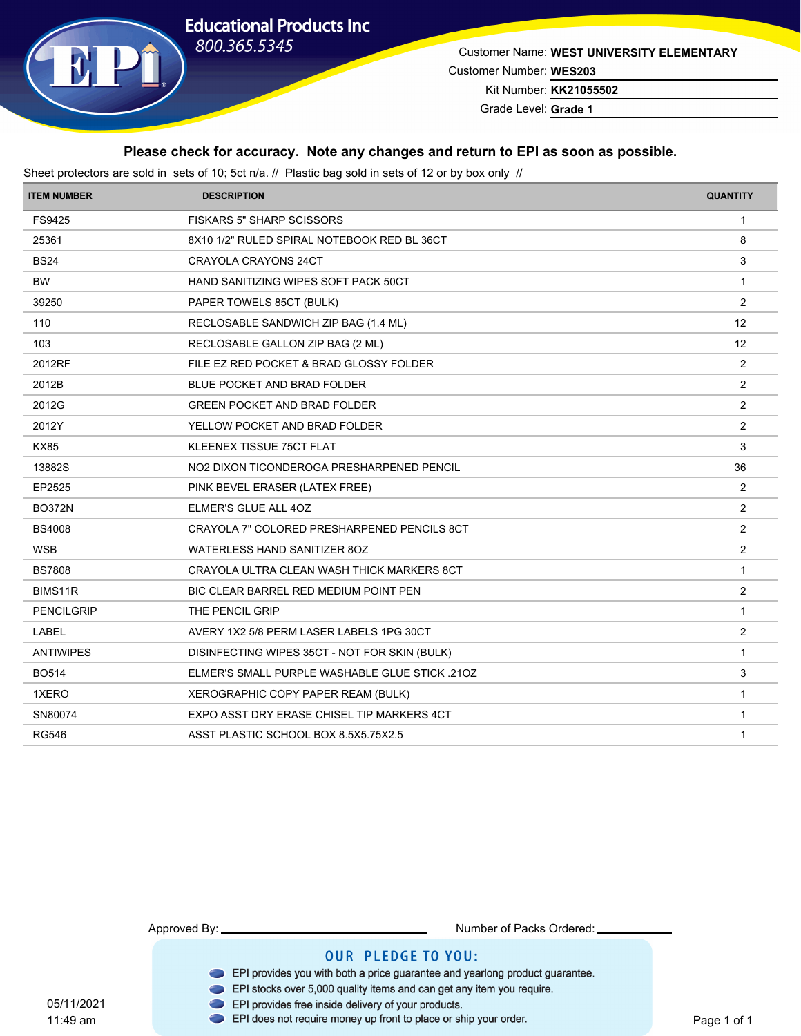# Educational Products Inc

800.365.5345

Customer Name: **WEST UNIVERSITY ELEMENTARY**
Customer Number: **WES203**
Kit Number: **KK21055502**
Grade Level: **Grade 1**

**Please check for accuracy. Note any changes and return to EPI as soon as possible.**

Sheet protectors are sold in sets of 10; 5ct n/a. // Plastic bag sold in sets of 12 or by box only //

| ITEM NUMBER | DESCRIPTION | QUANTITY |
|---|---|---|
| FS9425 | FISKARS 5" SHARP SCISSORS | 1 |
| 25361 | 8X10 1/2" RULED SPIRAL NOTEBOOK RED BL 36CT | 8 |
| BS24 | CRAYOLA CRAYONS 24CT | 3 |
| BW | HAND SANITIZING WIPES SOFT PACK 50CT | 1 |
| 39250 | PAPER TOWELS 85CT (BULK) | 2 |
| 110 | RECLOSABLE SANDWICH ZIP BAG (1.4 ML) | 12 |
| 103 | RECLOSABLE GALLON ZIP BAG (2 ML) | 12 |
| 2012RF | FILE EZ RED POCKET & BRAD GLOSSY FOLDER | 2 |
| 2012B | BLUE POCKET AND BRAD FOLDER | 2 |
| 2012G | GREEN POCKET AND BRAD FOLDER | 2 |
| 2012Y | YELLOW POCKET AND BRAD FOLDER | 2 |
| KX85 | KLEENEX TISSUE 75CT FLAT | 3 |
| 13882S | NO2 DIXON TICONDEROGA PRESHARPENED PENCIL | 36 |
| EP2525 | PINK BEVEL ERASER (LATEX FREE) | 2 |
| BO372N | ELMER'S GLUE ALL 4OZ | 2 |
| BS4008 | CRAYOLA 7" COLORED PRESHARPENED PENCILS 8CT | 2 |
| WSB | WATERLESS HAND SANITIZER 8OZ | 2 |
| BS7808 | CRAYOLA ULTRA CLEAN WASH THICK MARKERS 8CT | 1 |
| BIMS11R | BIC CLEAR BARREL RED MEDIUM POINT PEN | 2 |
| PENCILGRIP | THE PENCIL GRIP | 1 |
| LABEL | AVERY 1X2 5/8 PERM LASER LABELS 1PG 30CT | 2 |
| ANTIWIPES | DISINFECTING WIPES 35CT - NOT FOR SKIN (BULK) | 1 |
| BO514 | ELMER'S SMALL PURPLE WASHABLE GLUE STICK .21OZ | 3 |
| 1XERO | XEROGRAPHIC COPY PAPER REAM (BULK) | 1 |
| SN80074 | EXPO ASST DRY ERASE CHISEL TIP MARKERS 4CT | 1 |
| RG546 | ASST PLASTIC SCHOOL BOX 8.5X5.75X2.5 | 1 |

Approved By: ____________________ Number of Packs Ordered: ____________

## OUR PLEDGE TO YOU:

- EPI provides you with both a price guarantee and yearlong product guarantee.
- EPI stocks over 5,000 quality items and can get any item you require.
- EPI provides free inside delivery of your products.
- EPI does not require money up front to place or ship your order.

05/11/2021
11:49 am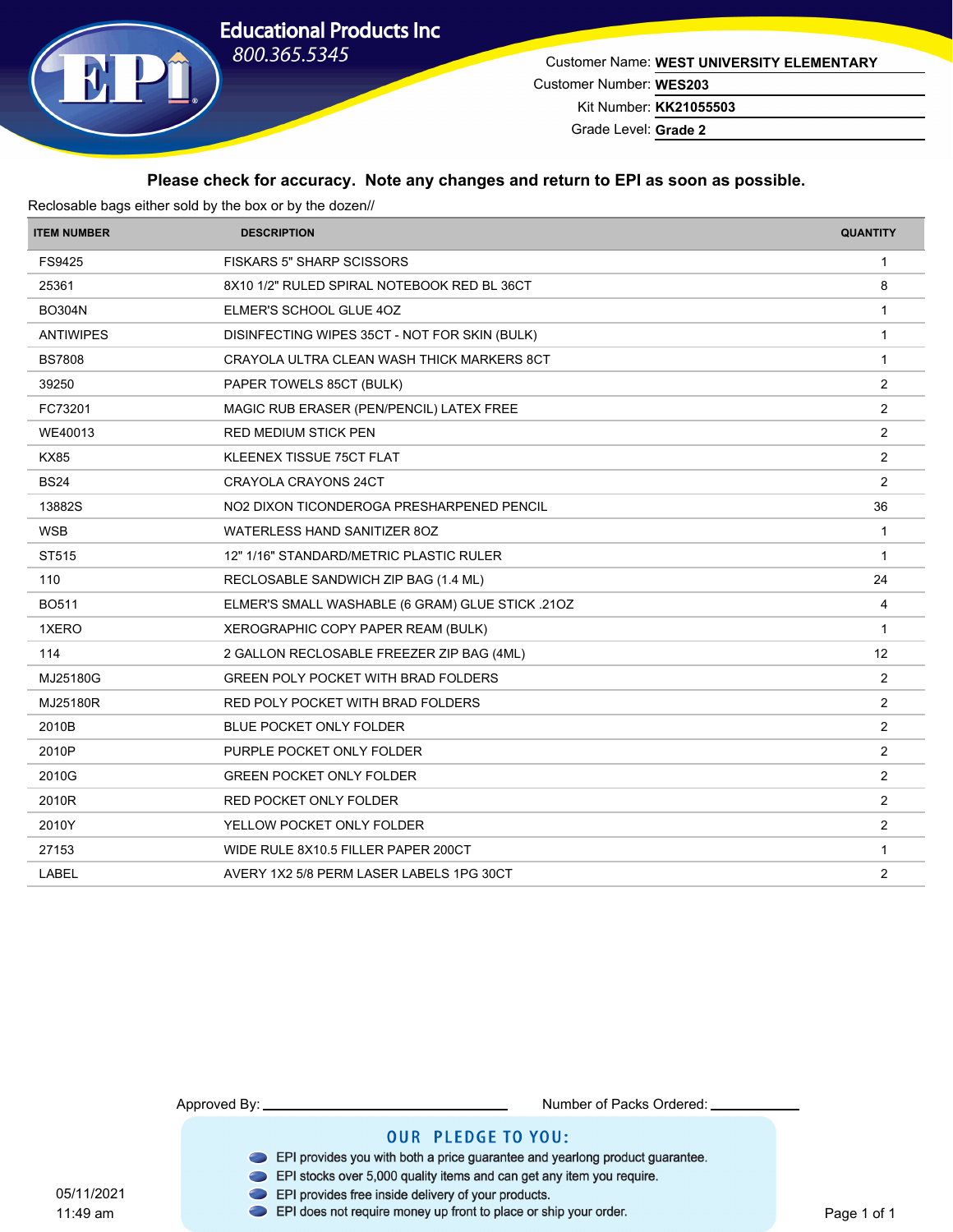**Educational Products Inc**
800.365.5345

Customer Name: **WEST UNIVERSITY ELEMENTARY**
Customer Number: **WES203**
Kit Number: **KK21055503**
Grade Level: **Grade 2**

**Please check for accuracy. Note any changes and return to EPI as soon as possible.**

Reclosable bags either sold by the box or by the dozen//

| ITEM NUMBER | DESCRIPTION | QUANTITY |
|---|---|---|
| FS9425 | FISKARS 5" SHARP SCISSORS | 1 |
| 25361 | 8X10 1/2" RULED SPIRAL NOTEBOOK RED BL 36CT | 8 |
| BO304N | ELMER'S SCHOOL GLUE 4OZ | 1 |
| ANTIWIPES | DISINFECTING WIPES 35CT - NOT FOR SKIN (BULK) | 1 |
| BS7808 | CRAYOLA ULTRA CLEAN WASH THICK MARKERS 8CT | 1 |
| 39250 | PAPER TOWELS 85CT (BULK) | 2 |
| FC73201 | MAGIC RUB ERASER (PEN/PENCIL) LATEX FREE | 2 |
| WE40013 | RED MEDIUM STICK PEN | 2 |
| KX85 | KLEENEX TISSUE 75CT FLAT | 2 |
| BS24 | CRAYOLA CRAYONS 24CT | 2 |
| 13882S | NO2 DIXON TICONDEROGA PRESHARPENED PENCIL | 36 |
| WSB | WATERLESS HAND SANITIZER 8OZ | 1 |
| ST515 | 12" 1/16" STANDARD/METRIC PLASTIC RULER | 1 |
| 110 | RECLOSABLE SANDWICH ZIP BAG (1.4 ML) | 24 |
| BO511 | ELMER'S SMALL WASHABLE (6 GRAM) GLUE STICK .21OZ | 4 |
| 1XERO | XEROGRAPHIC COPY PAPER REAM (BULK) | 1 |
| 114 | 2 GALLON RECLOSABLE FREEZER ZIP BAG (4ML) | 12 |
| MJ25180G | GREEN POLY POCKET WITH BRAD FOLDERS | 2 |
| MJ25180R | RED POLY POCKET WITH BRAD FOLDERS | 2 |
| 2010B | BLUE POCKET ONLY FOLDER | 2 |
| 2010P | PURPLE POCKET ONLY FOLDER | 2 |
| 2010G | GREEN POCKET ONLY FOLDER | 2 |
| 2010R | RED POCKET ONLY FOLDER | 2 |
| 2010Y | YELLOW POCKET ONLY FOLDER | 2 |
| 27153 | WIDE RULE 8X10.5 FILLER PAPER 200CT | 1 |
| LABEL | AVERY 1X2 5/8 PERM LASER LABELS 1PG 30CT | 2 |

Approved By: ____________________ Number of Packs Ordered: __________

**OUR PLEDGE TO YOU:**

- EPI provides you with both a price guarantee and yearlong product guarantee.
- EPI stocks over 5,000 quality items and can get any item you require.
- EPI provides free inside delivery of your products.
- EPI does not require money up front to place or ship your order.

05/11/2021
11:49 am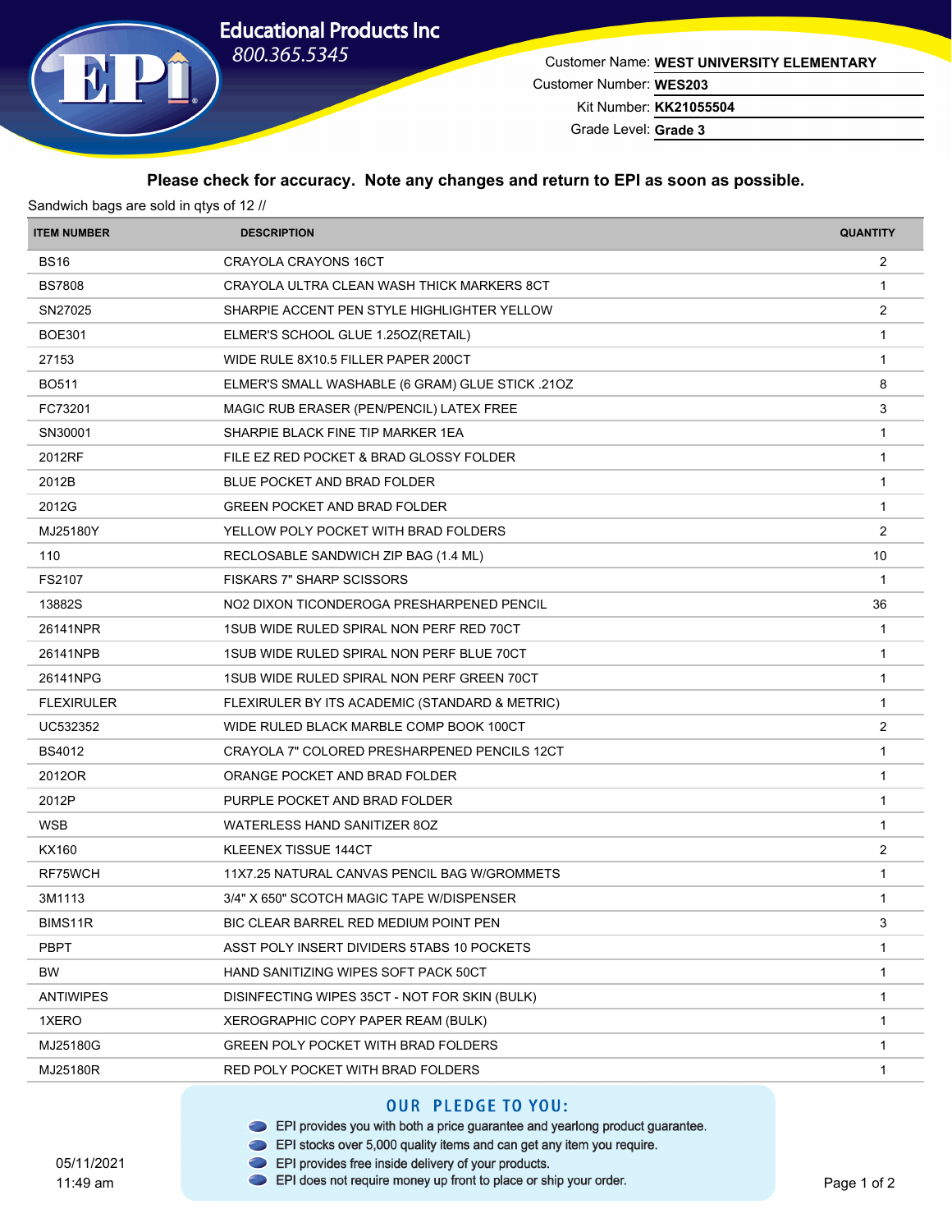**Educational Products Inc**
800.365.5345

Customer Name: **WEST UNIVERSITY ELEMENTARY**
Customer Number: **WES203**
Kit Number: **KK21055504**
Grade Level: **Grade 3**

**Please check for accuracy. Note any changes and return to EPI as soon as possible.**

Sandwich bags are sold in qtys of 12 //

| ITEM NUMBER | DESCRIPTION | QUANTITY |
|---|---|---|
| BS16 | CRAYOLA CRAYONS 16CT | 2 |
| BS7808 | CRAYOLA ULTRA CLEAN WASH THICK MARKERS 8CT | 1 |
| SN27025 | SHARPIE ACCENT PEN STYLE HIGHLIGHTER YELLOW | 2 |
| BOE301 | ELMER'S SCHOOL GLUE 1.25OZ(RETAIL) | 1 |
| 27153 | WIDE RULE 8X10.5 FILLER PAPER 200CT | 1 |
| BO511 | ELMER'S SMALL WASHABLE (6 GRAM) GLUE STICK .21OZ | 8 |
| FC73201 | MAGIC RUB ERASER (PEN/PENCIL) LATEX FREE | 3 |
| SN30001 | SHARPIE BLACK FINE TIP MARKER 1EA | 1 |
| 2012RF | FILE EZ RED POCKET & BRAD GLOSSY FOLDER | 1 |
| 2012B | BLUE POCKET AND BRAD FOLDER | 1 |
| 2012G | GREEN POCKET AND BRAD FOLDER | 1 |
| MJ25180Y | YELLOW POLY POCKET WITH BRAD FOLDERS | 2 |
| 110 | RECLOSABLE SANDWICH ZIP BAG (1.4 ML) | 10 |
| FS2107 | FISKARS 7" SHARP SCISSORS | 1 |
| 13882S | NO2 DIXON TICONDEROGA PRESHARPENED PENCIL | 36 |
| 26141NPR | 1SUB WIDE RULED SPIRAL NON PERF RED 70CT | 1 |
| 26141NPB | 1SUB WIDE RULED SPIRAL NON PERF BLUE 70CT | 1 |
| 26141NPG | 1SUB WIDE RULED SPIRAL NON PERF GREEN 70CT | 1 |
| FLEXIRULER | FLEXIRULER BY ITS ACADEMIC (STANDARD & METRIC) | 1 |
| UC532352 | WIDE RULED BLACK MARBLE COMP BOOK 100CT | 2 |
| BS4012 | CRAYOLA 7" COLORED PRESHARPENED PENCILS 12CT | 1 |
| 2012OR | ORANGE POCKET AND BRAD FOLDER | 1 |
| 2012P | PURPLE POCKET AND BRAD FOLDER | 1 |
| WSB | WATERLESS HAND SANITIZER 8OZ | 1 |
| KX160 | KLEENEX TISSUE 144CT | 2 |
| RF75WCH | 11X7.25 NATURAL CANVAS PENCIL BAG W/GROMMETS | 1 |
| 3M1113 | 3/4" X 650" SCOTCH MAGIC TAPE W/DISPENSER | 1 |
| BIMS11R | BIC CLEAR BARREL RED MEDIUM POINT PEN | 3 |
| PBPT | ASST POLY INSERT DIVIDERS 5TABS 10 POCKETS | 1 |
| BW | HAND SANITIZING WIPES SOFT PACK 50CT | 1 |
| ANTIWIPES | DISINFECTING WIPES 35CT - NOT FOR SKIN (BULK) | 1 |
| 1XERO | XEROGRAPHIC COPY PAPER REAM (BULK) | 1 |
| MJ25180G | GREEN POLY POCKET WITH BRAD FOLDERS | 1 |
| MJ25180R | RED POLY POCKET WITH BRAD FOLDERS | 1 |

## OUR PLEDGE TO YOU:

- EPI provides you with both a price guarantee and yearlong product guarantee.
- EPI stocks over 5,000 quality items and can get any item you require.
- EPI provides free inside delivery of your products.
- EPI does not require money up front to place or ship your order.

05/11/2021
11:49 am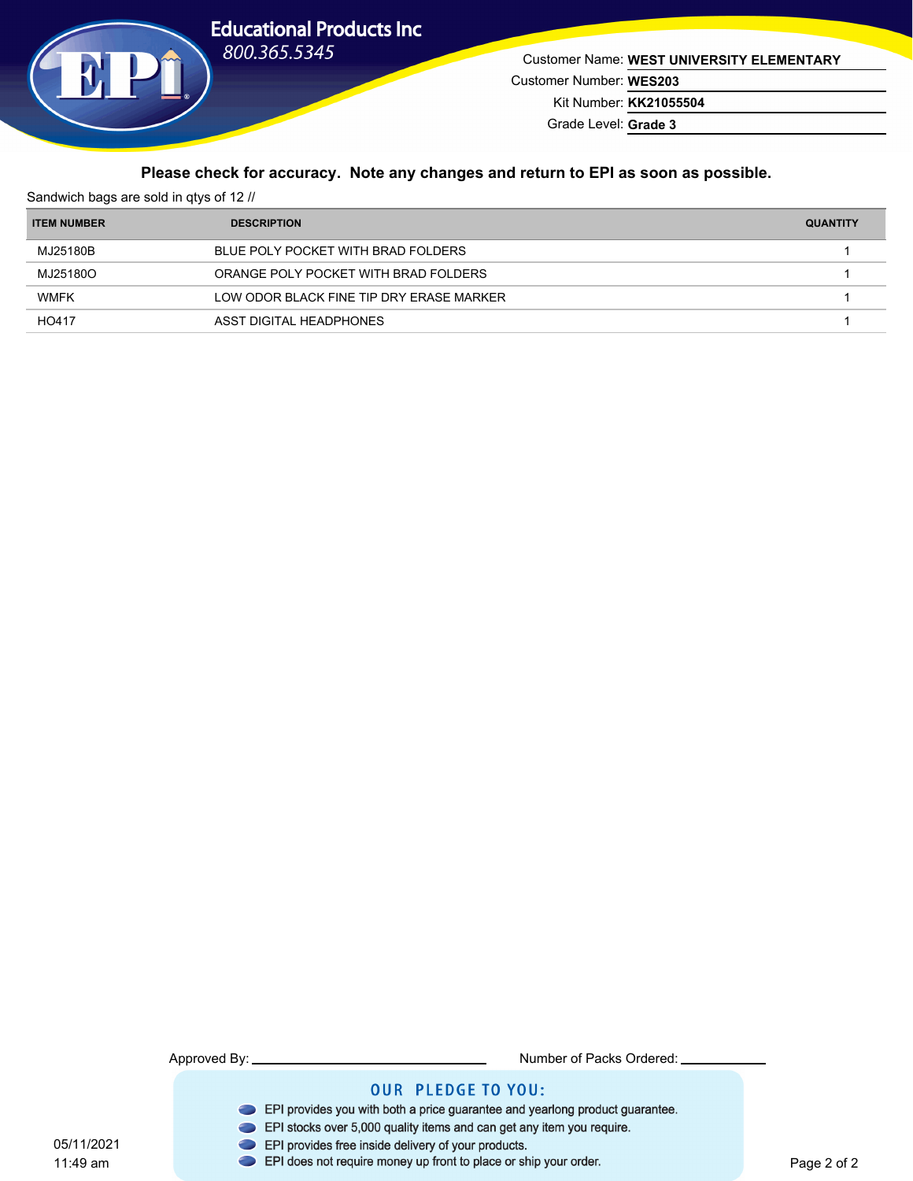Educational Products Inc
800.365.5345

Customer Name: **WEST UNIVERSITY ELEMENTARY**
Customer Number: **WES203**
Kit Number: **KK21055504**
Grade Level: **Grade 3**

**Please check for accuracy. Note any changes and return to EPI as soon as possible.**

Sandwich bags are sold in qtys of 12 //

| ITEM NUMBER | DESCRIPTION | QUANTITY |
|---|---|---|
| MJ25180B | BLUE POLY POCKET WITH BRAD FOLDERS | 1 |
| MJ25180O | ORANGE POLY POCKET WITH BRAD FOLDERS | 1 |
| WMFK | LOW ODOR BLACK FINE TIP DRY ERASE MARKER | 1 |
| HO417 | ASST DIGITAL HEADPHONES | 1 |

Approved By: ____________________ Number of Packs Ordered: __________

## OUR PLEDGE TO YOU:

- EPI provides you with both a price guarantee and yearlong product guarantee.
- EPI stocks over 5,000 quality items and can get any item you require.
- EPI provides free inside delivery of your products.
- EPI does not require money up front to place or ship your order.

05/11/2021
11:49 am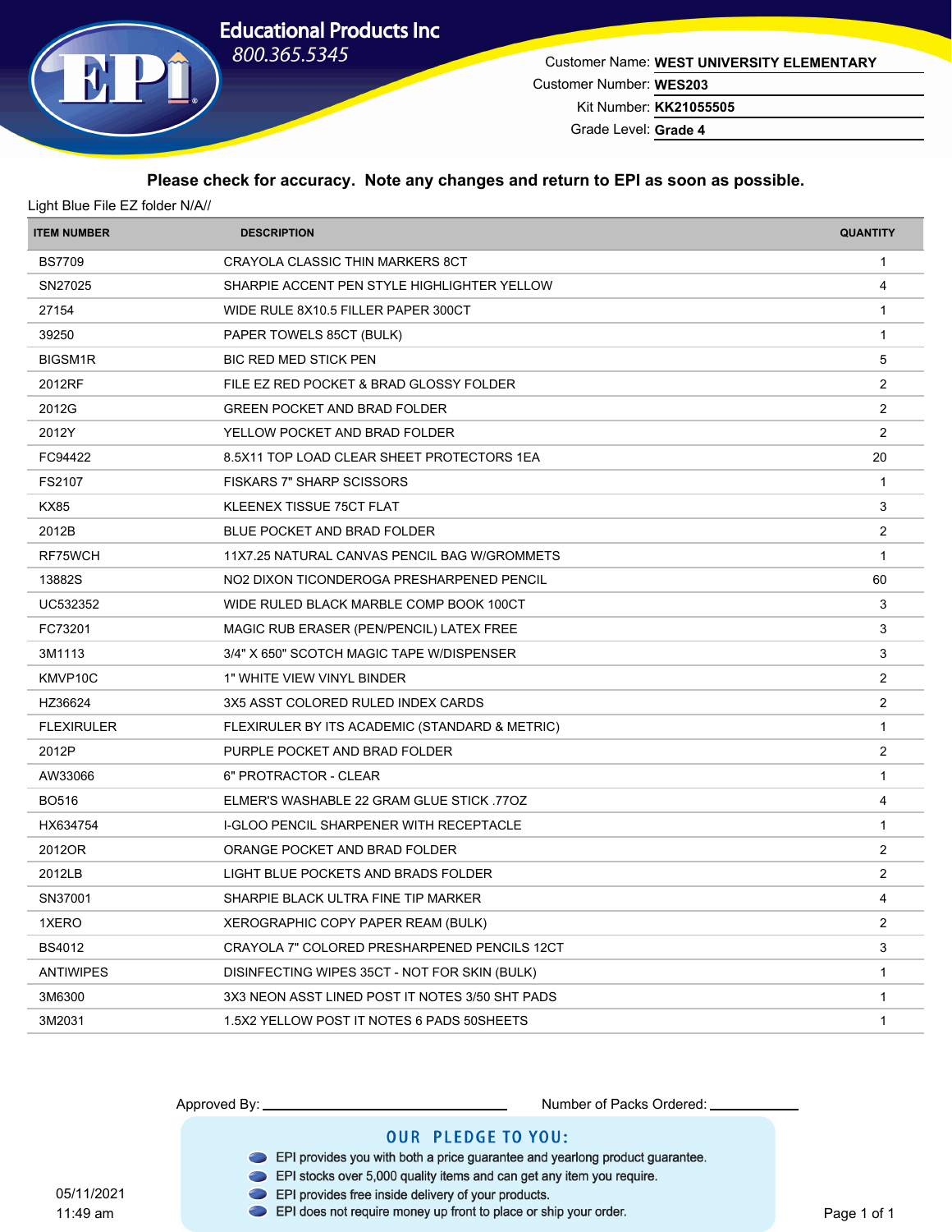**Educational Products Inc**
800.365.5345

Customer Name: **WEST UNIVERSITY ELEMENTARY**
Customer Number: **WES203**
Kit Number: **KK21055505**
Grade Level: **Grade 4**

**Please check for accuracy. Note any changes and return to EPI as soon as possible.**

Light Blue File EZ folder N/A//

| ITEM NUMBER | DESCRIPTION | QUANTITY |
|---|---|---|
| BS7709 | CRAYOLA CLASSIC THIN MARKERS 8CT | 1 |
| SN27025 | SHARPIE ACCENT PEN STYLE HIGHLIGHTER YELLOW | 4 |
| 27154 | WIDE RULE 8X10.5 FILLER PAPER 300CT | 1 |
| 39250 | PAPER TOWELS 85CT (BULK) | 1 |
| BIGSM1R | BIC RED MED STICK PEN | 5 |
| 2012RF | FILE EZ RED POCKET & BRAD GLOSSY FOLDER | 2 |
| 2012G | GREEN POCKET AND BRAD FOLDER | 2 |
| 2012Y | YELLOW POCKET AND BRAD FOLDER | 2 |
| FC94422 | 8.5X11 TOP LOAD CLEAR SHEET PROTECTORS 1EA | 20 |
| FS2107 | FISKARS 7" SHARP SCISSORS | 1 |
| KX85 | KLEENEX TISSUE 75CT FLAT | 3 |
| 2012B | BLUE POCKET AND BRAD FOLDER | 2 |
| RF75WCH | 11X7.25 NATURAL CANVAS PENCIL BAG W/GROMMETS | 1 |
| 13882S | NO2 DIXON TICONDEROGA PRESHARPENED PENCIL | 60 |
| UC532352 | WIDE RULED BLACK MARBLE COMP BOOK 100CT | 3 |
| FC73201 | MAGIC RUB ERASER (PEN/PENCIL) LATEX FREE | 3 |
| 3M1113 | 3/4" X 650" SCOTCH MAGIC TAPE W/DISPENSER | 3 |
| KMVP10C | 1" WHITE VIEW VINYL BINDER | 2 |
| HZ36624 | 3X5 ASST COLORED RULED INDEX CARDS | 2 |
| FLEXIRULER | FLEXIRULER BY ITS ACADEMIC (STANDARD & METRIC) | 1 |
| 2012P | PURPLE POCKET AND BRAD FOLDER | 2 |
| AW33066 | 6" PROTRACTOR - CLEAR | 1 |
| BO516 | ELMER'S WASHABLE 22 GRAM GLUE STICK .77OZ | 4 |
| HX634754 | I-GLOO PENCIL SHARPENER WITH RECEPTACLE | 1 |
| 2012OR | ORANGE POCKET AND BRAD FOLDER | 2 |
| 2012LB | LIGHT BLUE POCKETS AND BRADS FOLDER | 2 |
| SN37001 | SHARPIE BLACK ULTRA FINE TIP MARKER | 4 |
| 1XERO | XEROGRAPHIC COPY PAPER REAM (BULK) | 2 |
| BS4012 | CRAYOLA 7" COLORED PRESHARPENED PENCILS 12CT | 3 |
| ANTIWIPES | DISINFECTING WIPES 35CT - NOT FOR SKIN (BULK) | 1 |
| 3M6300 | 3X3 NEON ASST LINED POST IT NOTES 3/50 SHT PADS | 1 |
| 3M2031 | 1.5X2 YELLOW POST IT NOTES 6 PADS 50SHEETS | 1 |

Approved By: ______________________ Number of Packs Ordered: __________

**OUR PLEDGE TO YOU:**

- EPI provides you with both a price guarantee and yearlong product guarantee.
- EPI stocks over 5,000 quality items and can get any item you require.
- EPI provides free inside delivery of your products.
- EPI does not require money up front to place or ship your order.

05/11/2021
11:49 am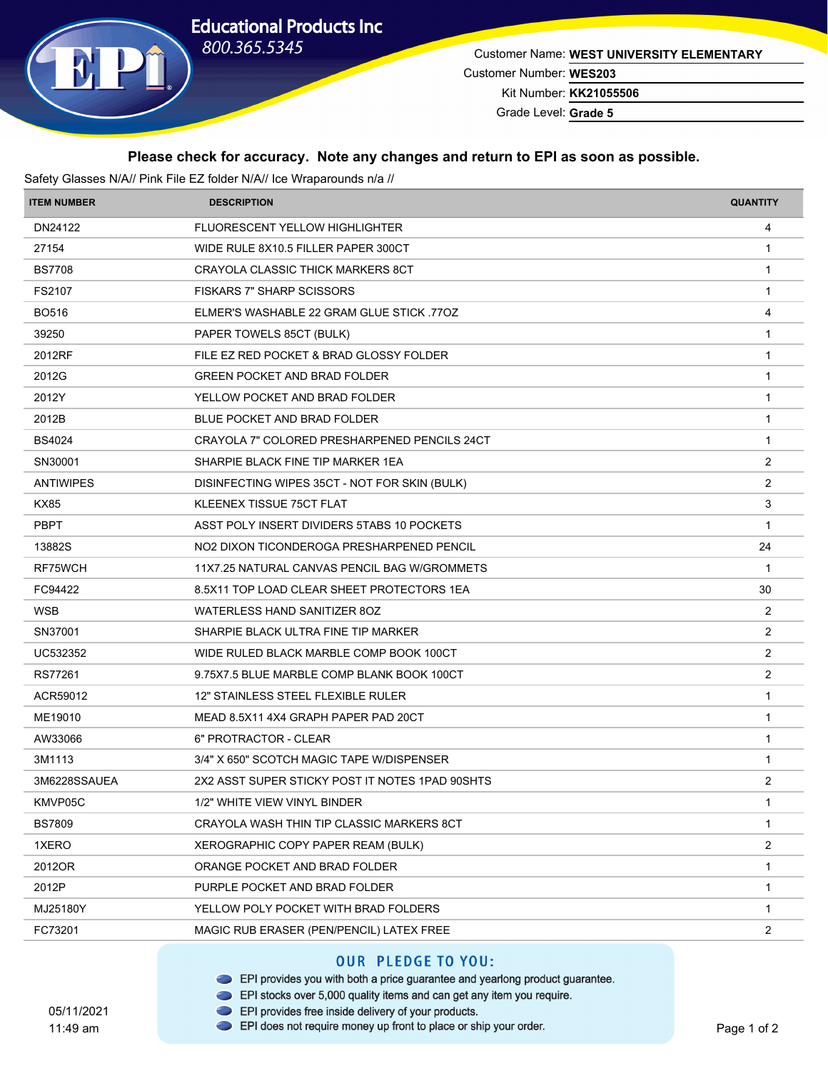# Educational Products Inc

800.365.5345

Customer Name: **WEST UNIVERSITY ELEMENTARY**
Customer Number: **WES203**
Kit Number: **KK21055506**
Grade Level: **Grade 5**

**Please check for accuracy. Note any changes and return to EPI as soon as possible.**

Safety Glasses N/A// Pink File EZ folder N/A// Ice Wraparounds n/a //

| ITEM NUMBER | DESCRIPTION | QUANTITY |
|---|---|---|
| DN24122 | FLUORESCENT YELLOW HIGHLIGHTER | 4 |
| 27154 | WIDE RULE 8X10.5 FILLER PAPER 300CT | 1 |
| BS7708 | CRAYOLA CLASSIC THICK MARKERS 8CT | 1 |
| FS2107 | FISKARS 7" SHARP SCISSORS | 1 |
| BO516 | ELMER'S WASHABLE 22 GRAM GLUE STICK .77OZ | 4 |
| 39250 | PAPER TOWELS 85CT (BULK) | 1 |
| 2012RF | FILE EZ RED POCKET & BRAD GLOSSY FOLDER | 1 |
| 2012G | GREEN POCKET AND BRAD FOLDER | 1 |
| 2012Y | YELLOW POCKET AND BRAD FOLDER | 1 |
| 2012B | BLUE POCKET AND BRAD FOLDER | 1 |
| BS4024 | CRAYOLA 7" COLORED PRESHARPENED PENCILS 24CT | 1 |
| SN30001 | SHARPIE BLACK FINE TIP MARKER 1EA | 2 |
| ANTIWIPES | DISINFECTING WIPES 35CT - NOT FOR SKIN (BULK) | 2 |
| KX85 | KLEENEX TISSUE 75CT FLAT | 3 |
| PBPT | ASST POLY INSERT DIVIDERS 5TABS 10 POCKETS | 1 |
| 13882S | NO2 DIXON TICONDEROGA PRESHARPENED PENCIL | 24 |
| RF75WCH | 11X7.25 NATURAL CANVAS PENCIL BAG W/GROMMETS | 1 |
| FC94422 | 8.5X11 TOP LOAD CLEAR SHEET PROTECTORS 1EA | 30 |
| WSB | WATERLESS HAND SANITIZER 8OZ | 2 |
| SN37001 | SHARPIE BLACK ULTRA FINE TIP MARKER | 2 |
| UC532352 | WIDE RULED BLACK MARBLE COMP BOOK 100CT | 2 |
| RS77261 | 9.75X7.5 BLUE MARBLE COMP BLANK BOOK 100CT | 2 |
| ACR59012 | 12" STAINLESS STEEL FLEXIBLE RULER | 1 |
| ME19010 | MEAD 8.5X11 4X4 GRAPH PAPER PAD 20CT | 1 |
| AW33066 | 6" PROTRACTOR - CLEAR | 1 |
| 3M1113 | 3/4" X 650" SCOTCH MAGIC TAPE W/DISPENSER | 1 |
| 3M6228SSAUEA | 2X2 ASST SUPER STICKY POST IT NOTES 1PAD 90SHTS | 2 |
| KMVP05C | 1/2" WHITE VIEW VINYL BINDER | 1 |
| BS7809 | CRAYOLA WASH THIN TIP CLASSIC MARKERS 8CT | 1 |
| 1XERO | XEROGRAPHIC COPY PAPER REAM (BULK) | 2 |
| 2012OR | ORANGE POCKET AND BRAD FOLDER | 1 |
| 2012P | PURPLE POCKET AND BRAD FOLDER | 1 |
| MJ25180Y | YELLOW POLY POCKET WITH BRAD FOLDERS | 1 |
| FC73201 | MAGIC RUB ERASER (PEN/PENCIL) LATEX FREE | 2 |

## OUR PLEDGE TO YOU:

- EPI provides you with both a price guarantee and yearlong product guarantee.
- EPI stocks over 5,000 quality items and can get any item you require.
- EPI provides free inside delivery of your products.
- EPI does not require money up front to place or ship your order.

05/11/2021
11:49 am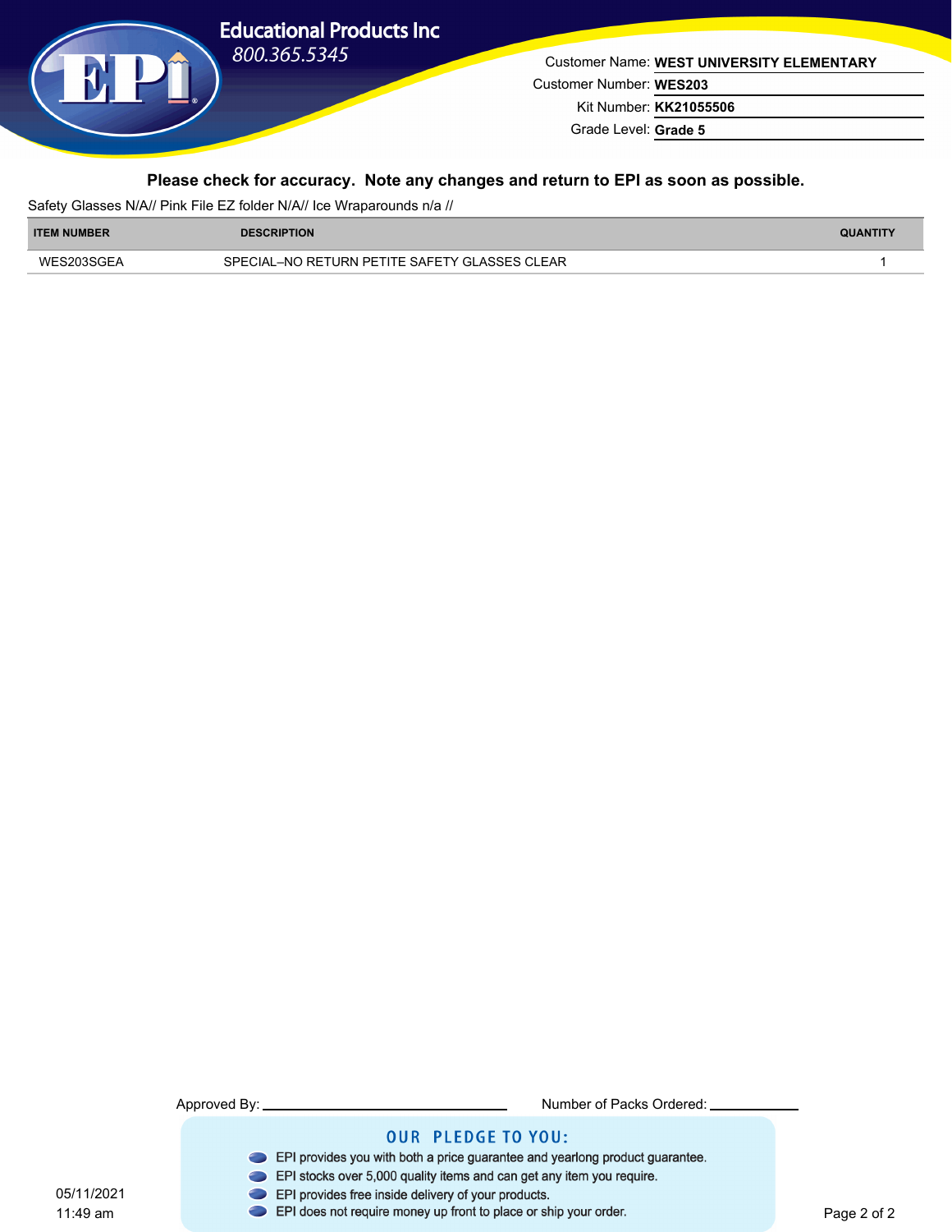**Educational Products Inc**
800.365.5345

Customer Name: **WEST UNIVERSITY ELEMENTARY**
Customer Number: **WES203**
Kit Number: **KK21055506**
Grade Level: **Grade 5**

**Please check for accuracy. Note any changes and return to EPI as soon as possible.**

Safety Glasses N/A// Pink File EZ folder N/A// Ice Wraparounds n/a //

| ITEM NUMBER | DESCRIPTION | QUANTITY |
|---|---|---|
| WES203SGEA | SPECIAL–NO RETURN PETITE SAFETY GLASSES CLEAR | 1 |

Approved By: ______________________ Number of Packs Ordered: __________

**OUR PLEDGE TO YOU:**

- EPI provides you with both a price guarantee and yearlong product guarantee.
- EPI stocks over 5,000 quality items and can get any item you require.
- EPI provides free inside delivery of your products.
- EPI does not require money up front to place or ship your order.

05/11/2021
11:49 am